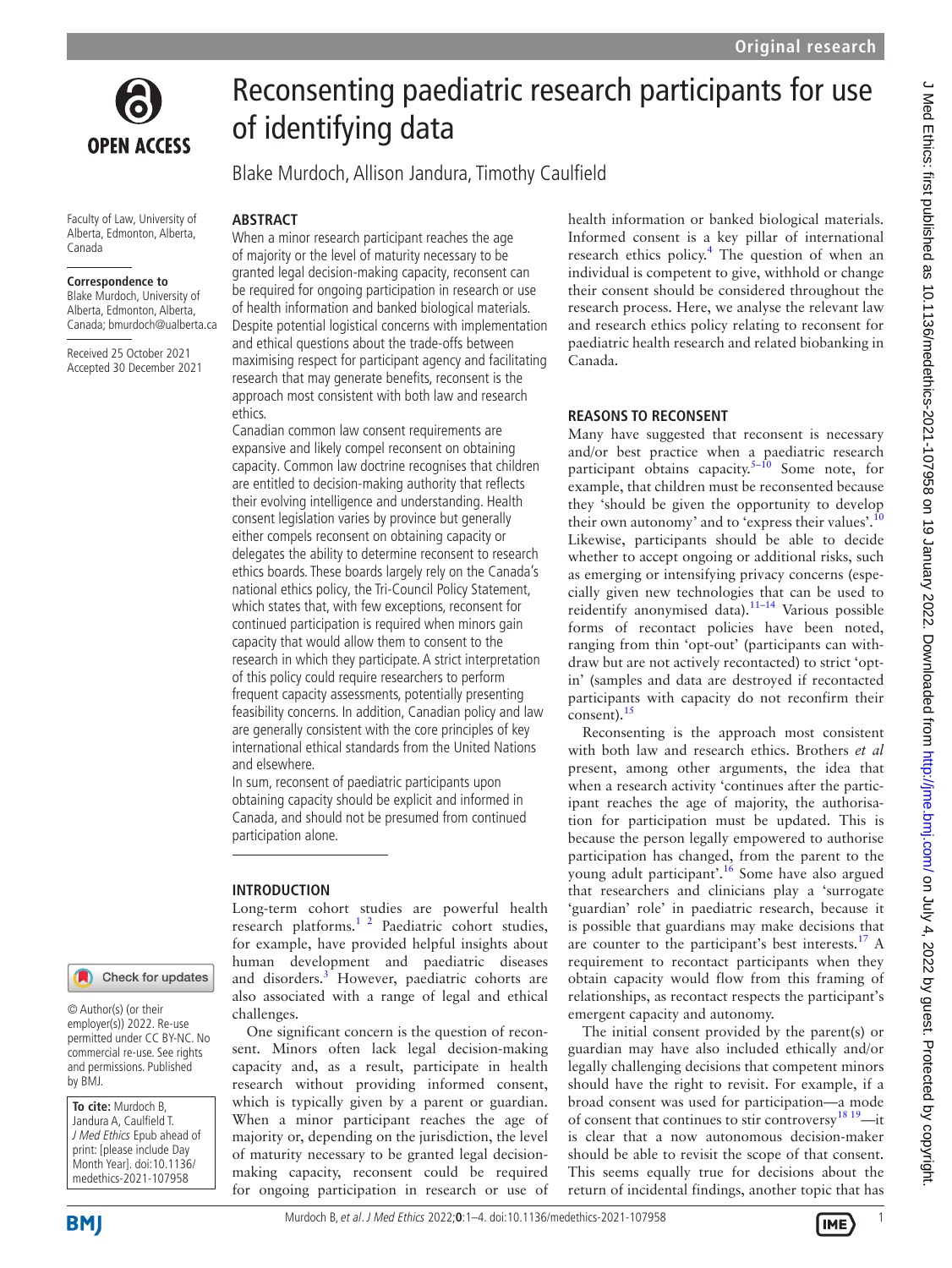# Reconsenting paediatric research participants for use of identifying data

Blake Murdoch, Allison Jandura, Timothy Caulfield

Faculty of Law, University of Alberta, Edmonton, Alberta, Canada

**Correspondence to**
Blake Murdoch, University of Alberta, Edmonton, Alberta, Canada; bmurdoch@ualberta.ca

Received 25 October 2021
Accepted 30 December 2021

© Author(s) (or their employer(s)) 2022. Re-use permitted under CC BY-NC. No commercial re-use. See rights and permissions. Published by BMJ.

**To cite:** Murdoch B, Jandura A, Caulfield T. *J Med Ethics* Epub ahead of print: [please include Day Month Year]. doi:10.1136/medethics-2021-107958

## ABSTRACT

When a minor research participant reaches the age of majority or the level of maturity necessary to be granted legal decision-making capacity, reconsent can be required for ongoing participation in research or use of health information and banked biological materials. Despite potential logistical concerns with implementation and ethical questions about the trade-offs between maximising respect for participant agency and facilitating research that may generate benefits, reconsent is the approach most consistent with both law and research ethics.

Canadian common law consent requirements are expansive and likely compel reconsent on obtaining capacity. Common law doctrine recognises that children are entitled to decision-making authority that reflects their evolving intelligence and understanding. Health consent legislation varies by province but generally either compels reconsent on obtaining capacity or delegates the ability to determine reconsent to research ethics boards. These boards largely rely on the Canada's national ethics policy, the Tri-Council Policy Statement, which states that, with few exceptions, reconsent for continued participation is required when minors gain capacity that would allow them to consent to the research in which they participate. A strict interpretation of this policy could require researchers to perform frequent capacity assessments, potentially presenting feasibility concerns. In addition, Canadian policy and law are generally consistent with the core principles of key international ethical standards from the United Nations and elsewhere.

In sum, reconsent of paediatric participants upon obtaining capacity should be explicit and informed in Canada, and should not be presumed from continued participation alone.

## INTRODUCTION

Long-term cohort studies are powerful health research platforms.[1 2] Paediatric cohort studies, for example, have provided helpful insights about human development and paediatric diseases and disorders.[3] However, paediatric cohorts are also associated with a range of legal and ethical challenges.

One significant concern is the question of reconsent. Minors often lack legal decision-making capacity and, as a result, participate in health research without providing informed consent, which is typically given by a parent or guardian. When a minor participant reaches the age of majority or, depending on the jurisdiction, the level of maturity necessary to be granted legal decision-making capacity, reconsent could be required for ongoing participation in research or use of health information or banked biological materials. Informed consent is a key pillar of international research ethics policy.[4] The question of when an individual is competent to give, withhold or change their consent should be considered throughout the research process. Here, we analyse the relevant law and research ethics policy relating to reconsent for paediatric health research and related biobanking in Canada.

## REASONS TO RECONSENT

Many have suggested that reconsent is necessary and/or best practice when a paediatric research participant obtains capacity.[5–10] Some note, for example, that children must be reconsented because they 'should be given the opportunity to develop their own autonomy' and to 'express their values'.[10] Likewise, participants should be able to decide whether to accept ongoing or additional risks, such as emerging or intensifying privacy concerns (especially given new technologies that can be used to reidentify anonymised data).[11–14] Various possible forms of recontact policies have been noted, ranging from thin 'opt-out' (participants can withdraw but are not actively recontacted) to strict 'opt-in' (samples and data are destroyed if recontacted participants with capacity do not reconfirm their consent).[15]

Reconsenting is the approach most consistent with both law and research ethics. Brothers *et al* present, among other arguments, the idea that when a research activity 'continues after the participant reaches the age of majority, the authorisation for participation must be updated. This is because the person legally empowered to authorise participation has changed, from the parent to the young adult participant'.[16] Some have also argued that researchers and clinicians play a 'surrogate 'guardian' role' in paediatric research, because it is possible that guardians may make decisions that are counter to the participant's best interests.[17] A requirement to recontact participants when they obtain capacity would flow from this framing of relationships, as recontact respects the participant's emergent capacity and autonomy.

The initial consent provided by the parent(s) or guardian may have also included ethically and/or legally challenging decisions that competent minors should have the right to revisit. For example, if a broad consent was used for participation—a mode of consent that continues to stir controversy[18 19]—it is clear that a now autonomous decision-maker should be able to revisit the scope of that consent. This seems equally true for decisions about the return of incidental findings, another topic that has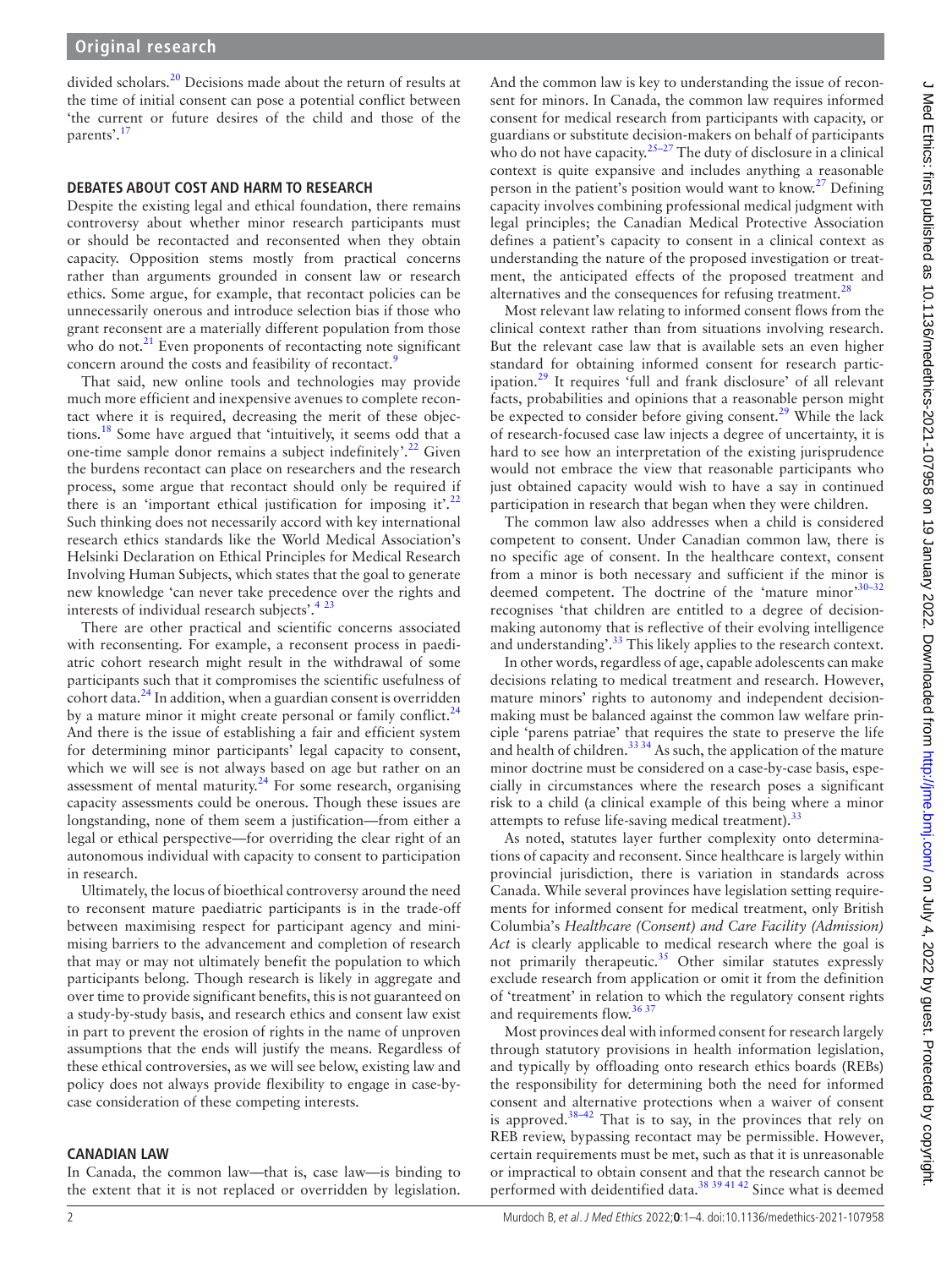divided scholars.[20] Decisions made about the return of results at the time of initial consent can pose a potential conflict between 'the current or future desires of the child and those of the parents'.[17]

## DEBATES ABOUT COST AND HARM TO RESEARCH

Despite the existing legal and ethical foundation, there remains controversy about whether minor research participants must or should be recontacted and reconsented when they obtain capacity. Opposition stems mostly from practical concerns rather than arguments grounded in consent law or research ethics. Some argue, for example, that recontact policies can be unnecessarily onerous and introduce selection bias if those who grant reconsent are a materially different population from those who do not.[21] Even proponents of recontacting note significant concern around the costs and feasibility of recontact.[9]

That said, new online tools and technologies may provide much more efficient and inexpensive avenues to complete recontact where it is required, decreasing the merit of these objections.[18] Some have argued that 'intuitively, it seems odd that a one-time sample donor remains a subject indefinitely'.[22] Given the burdens recontact can place on researchers and the research process, some argue that recontact should only be required if there is an 'important ethical justification for imposing it'.[22] Such thinking does not necessarily accord with key international research ethics standards like the World Medical Association's Helsinki Declaration on Ethical Principles for Medical Research Involving Human Subjects, which states that the goal to generate new knowledge 'can never take precedence over the rights and interests of individual research subjects'.[4 23]

There are other practical and scientific concerns associated with reconsenting. For example, a reconsent process in paediatric cohort research might result in the withdrawal of some participants such that it compromises the scientific usefulness of cohort data.[24] In addition, when a guardian consent is overridden by a mature minor it might create personal or family conflict.[24] And there is the issue of establishing a fair and efficient system for determining minor participants' legal capacity to consent, which we will see is not always based on age but rather on an assessment of mental maturity.[24] For some research, organising capacity assessments could be onerous. Though these issues are longstanding, none of them seem a justification—from either a legal or ethical perspective—for overriding the clear right of an autonomous individual with capacity to consent to participation in research.

Ultimately, the locus of bioethical controversy around the need to reconsent mature paediatric participants is in the trade-off between maximising respect for participant agency and minimising barriers to the advancement and completion of research that may or may not ultimately benefit the population to which participants belong. Though research is likely in aggregate and over time to provide significant benefits, this is not guaranteed on a study-by-study basis, and research ethics and consent law exist in part to prevent the erosion of rights in the name of unproven assumptions that the ends will justify the means. Regardless of these ethical controversies, as we will see below, existing law and policy does not always provide flexibility to engage in case-by-case consideration of these competing interests.

## CANADIAN LAW

In Canada, the common law—that is, case law—is binding to the extent that it is not replaced or overridden by legislation. And the common law is key to understanding the issue of reconsent for minors. In Canada, the common law requires informed consent for medical research from participants with capacity, or guardians or substitute decision-makers on behalf of participants who do not have capacity.[25–27] The duty of disclosure in a clinical context is quite expansive and includes anything a reasonable person in the patient's position would want to know.[27] Defining capacity involves combining professional medical judgment with legal principles; the Canadian Medical Protective Association defines a patient's capacity to consent in a clinical context as understanding the nature of the proposed investigation or treatment, the anticipated effects of the proposed treatment and alternatives and the consequences for refusing treatment.[28]

Most relevant law relating to informed consent flows from the clinical context rather than from situations involving research. But the relevant case law that is available sets an even higher standard for obtaining informed consent for research participation.[29] It requires 'full and frank disclosure' of all relevant facts, probabilities and opinions that a reasonable person might be expected to consider before giving consent.[29] While the lack of research-focused case law injects a degree of uncertainty, it is hard to see how an interpretation of the existing jurisprudence would not embrace the view that reasonable participants who just obtained capacity would wish to have a say in continued participation in research that began when they were children.

The common law also addresses when a child is considered competent to consent. Under Canadian common law, there is no specific age of consent. In the healthcare context, consent from a minor is both necessary and sufficient if the minor is deemed competent. The doctrine of the 'mature minor'[30–32] recognises 'that children are entitled to a degree of decision-making autonomy that is reflective of their evolving intelligence and understanding'.[33] This likely applies to the research context.

In other words, regardless of age, capable adolescents can make decisions relating to medical treatment and research. However, mature minors' rights to autonomy and independent decision-making must be balanced against the common law welfare principle 'parens patriae' that requires the state to preserve the life and health of children.[33 34] As such, the application of the mature minor doctrine must be considered on a case-by-case basis, especially in circumstances where the research poses a significant risk to a child (a clinical example of this being where a minor attempts to refuse life-saving medical treatment).[33]

As noted, statutes layer further complexity onto determinations of capacity and reconsent. Since healthcare is largely within provincial jurisdiction, there is variation in standards across Canada. While several provinces have legislation setting requirements for informed consent for medical treatment, only British Columbia's *Healthcare (Consent) and Care Facility (Admission) Act* is clearly applicable to medical research where the goal is not primarily therapeutic.[35] Other similar statutes expressly exclude research from application or omit it from the definition of 'treatment' in relation to which the regulatory consent rights and requirements flow.[36 37]

Most provinces deal with informed consent for research largely through statutory provisions in health information legislation, and typically by offloading onto research ethics boards (REBs) the responsibility for determining both the need for informed consent and alternative protections when a waiver of consent is approved.[38–42] That is to say, in the provinces that rely on REB review, bypassing recontact may be permissible. However, certain requirements must be met, such as that it is unreasonable or impractical to obtain consent and that the research cannot be performed with deidentified data.[38 39 41 42] Since what is deemed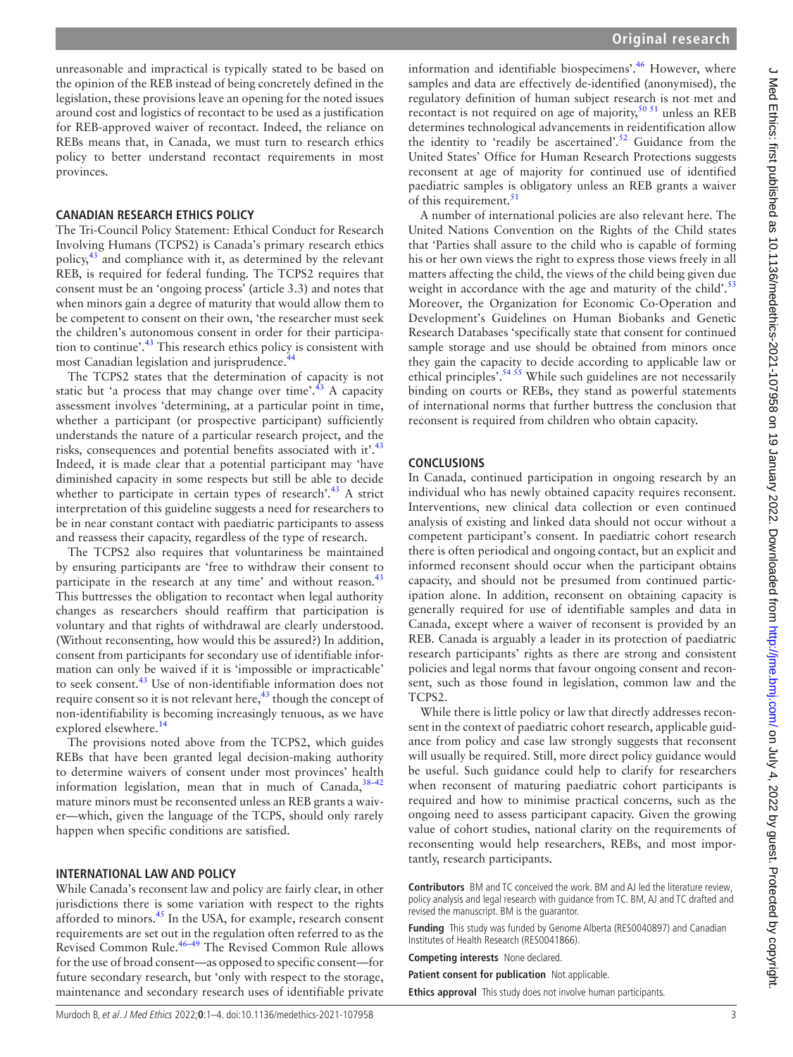unreasonable and impractical is typically stated to be based on the opinion of the REB instead of being concretely defined in the legislation, these provisions leave an opening for the noted issues around cost and logistics of recontact to be used as a justification for REB-approved waiver of recontact. Indeed, the reliance on REBs means that, in Canada, we must turn to research ethics policy to better understand recontact requirements in most provinces.

## CANADIAN RESEARCH ETHICS POLICY

The Tri-Council Policy Statement: Ethical Conduct for Research Involving Humans (TCPS2) is Canada's primary research ethics policy,[43] and compliance with it, as determined by the relevant REB, is required for federal funding. The TCPS2 requires that consent must be an 'ongoing process' (article 3.3) and notes that when minors gain a degree of maturity that would allow them to be competent to consent on their own, 'the researcher must seek the children's autonomous consent in order for their participation to continue'.[43] This research ethics policy is consistent with most Canadian legislation and jurisprudence.[44]

The TCPS2 states that the determination of capacity is not static but 'a process that may change over time'.[43] A capacity assessment involves 'determining, at a particular point in time, whether a participant (or prospective participant) sufficiently understands the nature of a particular research project, and the risks, consequences and potential benefits associated with it'.[43] Indeed, it is made clear that a potential participant may 'have diminished capacity in some respects but still be able to decide whether to participate in certain types of research'.[43] A strict interpretation of this guideline suggests a need for researchers to be in near constant contact with paediatric participants to assess and reassess their capacity, regardless of the type of research.

The TCPS2 also requires that voluntariness be maintained by ensuring participants are 'free to withdraw their consent to participate in the research at any time' and without reason.[43] This buttresses the obligation to recontact when legal authority changes as researchers should reaffirm that participation is voluntary and that rights of withdrawal are clearly understood. (Without reconsenting, how would this be assured?) In addition, consent from participants for secondary use of identifiable information can only be waived if it is 'impossible or impracticable' to seek consent.[43] Use of non-identifiable information does not require consent so it is not relevant here,[43] though the concept of non-identifiability is becoming increasingly tenuous, as we have explored elsewhere.[14]

The provisions noted above from the TCPS2, which guides REBs that have been granted legal decision-making authority to determine waivers of consent under most provinces' health information legislation, mean that in much of Canada,[38–42] mature minors must be reconsented unless an REB grants a waiver—which, given the language of the TCPS, should only rarely happen when specific conditions are satisfied.

## INTERNATIONAL LAW AND POLICY

While Canada's reconsent law and policy are fairly clear, in other jurisdictions there is some variation with respect to the rights afforded to minors.[45] In the USA, for example, research consent requirements are set out in the regulation often referred to as the Revised Common Rule.[46–49] The Revised Common Rule allows for the use of broad consent—as opposed to specific consent—for future secondary research, but 'only with respect to the storage, maintenance and secondary research uses of identifiable private information and identifiable biospecimens'.[46] However, where samples and data are effectively de-identified (anonymised), the regulatory definition of human subject research is not met and recontact is not required on age of majority,[50 51] unless an REB determines technological advancements in reidentification allow the identity to 'readily be ascertained'.[52] Guidance from the United States' Office for Human Research Protections suggests reconsent at age of majority for continued use of identified paediatric samples is obligatory unless an REB grants a waiver of this requirement.[51]

A number of international policies are also relevant here. The United Nations Convention on the Rights of the Child states that 'Parties shall assure to the child who is capable of forming his or her own views the right to express those views freely in all matters affecting the child, the views of the child being given due weight in accordance with the age and maturity of the child'.[53] Moreover, the Organization for Economic Co-Operation and Development's Guidelines on Human Biobanks and Genetic Research Databases 'specifically state that consent for continued sample storage and use should be obtained from minors once they gain the capacity to decide according to applicable law or ethical principles'.[54 55] While such guidelines are not necessarily binding on courts or REBs, they stand as powerful statements of international norms that further buttress the conclusion that reconsent is required from children who obtain capacity.

## CONCLUSIONS

In Canada, continued participation in ongoing research by an individual who has newly obtained capacity requires reconsent. Interventions, new clinical data collection or even continued analysis of existing and linked data should not occur without a competent participant's consent. In paediatric cohort research there is often periodical and ongoing contact, but an explicit and informed reconsent should occur when the participant obtains capacity, and should not be presumed from continued participation alone. In addition, reconsent on obtaining capacity is generally required for use of identifiable samples and data in Canada, except where a waiver of reconsent is provided by an REB. Canada is arguably a leader in its protection of paediatric research participants' rights as there are strong and consistent policies and legal norms that favour ongoing consent and reconsent, such as those found in legislation, common law and the TCPS2.

While there is little policy or law that directly addresses reconsent in the context of paediatric cohort research, applicable guidance from policy and case law strongly suggests that reconsent will usually be required. Still, more direct policy guidance would be useful. Such guidance could help to clarify for researchers when reconsent of maturing paediatric cohort participants is required and how to minimise practical concerns, such as the ongoing need to assess participant capacity. Given the growing value of cohort studies, national clarity on the requirements of reconsenting would help researchers, REBs, and most importantly, research participants.

**Contributors** BM and TC conceived the work. BM and AJ led the literature review, policy analysis and legal research with guidance from TC. BM, AJ and TC drafted and revised the manuscript. BM is the guarantor.

**Funding** This study was funded by Genome Alberta (RES0040897) and Canadian Institutes of Health Research (RES0041866).

**Competing interests** None declared.

**Patient consent for publication** Not applicable.

**Ethics approval** This study does not involve human participants.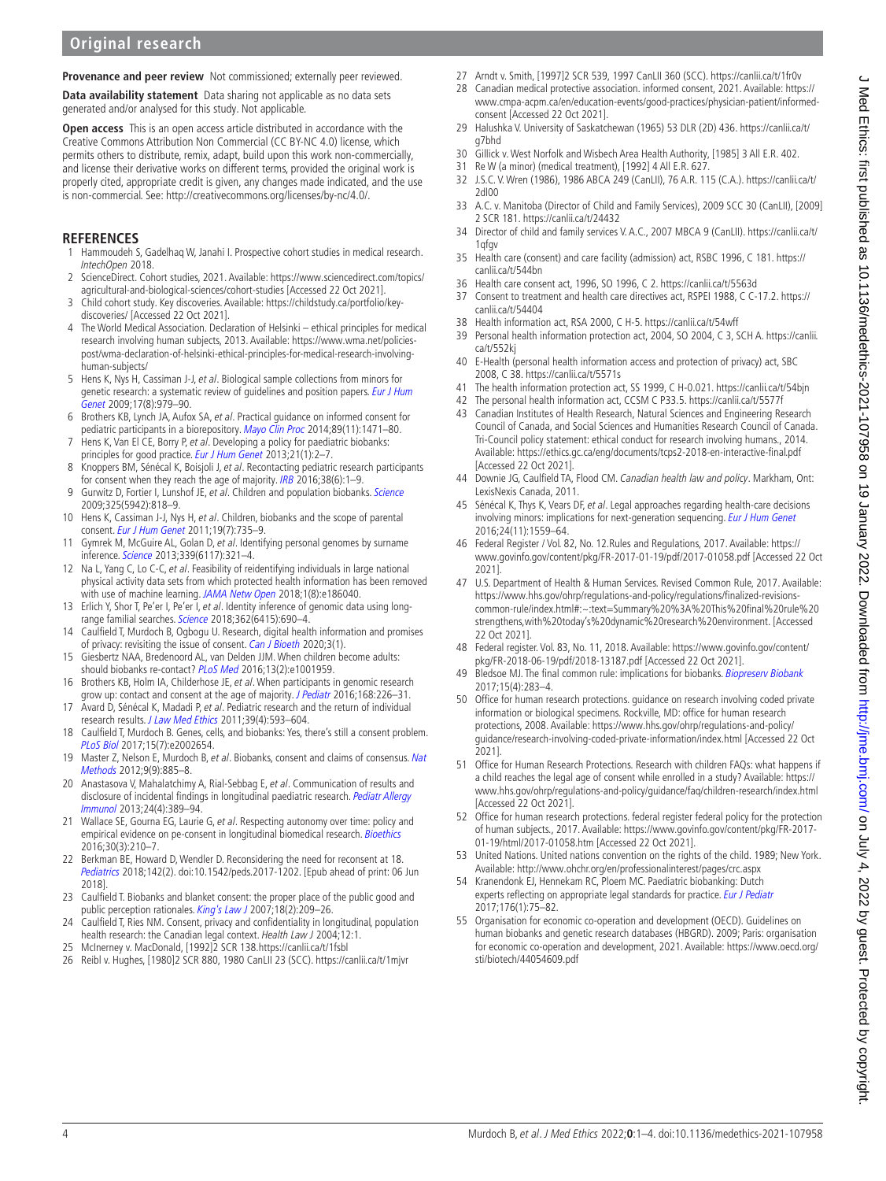**Provenance and peer review** Not commissioned; externally peer reviewed.

**Data availability statement** Data sharing not applicable as no data sets generated and/or analysed for this study. Not applicable.

**Open access** This is an open access article distributed in accordance with the Creative Commons Attribution Non Commercial (CC BY-NC 4.0) license, which permits others to distribute, remix, adapt, build upon this work non-commercially, and license their derivative works on different terms, provided the original work is properly cited, appropriate credit is given, any changes made indicated, and the use is non-commercial. See: http://creativecommons.org/licenses/by-nc/4.0/.

## REFERENCES

1. Hammoudeh S, Gadelhaq W, Janahi I. Prospective cohort studies in medical research. *IntechOpen* 2018.
2. ScienceDirect. Cohort studies, 2021. Available: https://www.sciencedirect.com/topics/agricultural-and-biological-sciences/cohort-studies [Accessed 22 Oct 2021].
3. Child cohort study. Key discoveries. Available: https://childstudy.ca/portfolio/key-discoveries/ [Accessed 22 Oct 2021].
4. The World Medical Association. Declaration of Helsinki – ethical principles for medical research involving human subjects, 2013. Available: https://www.wma.net/policies-post/wma-declaration-of-helsinki-ethical-principles-for-medical-research-involving-human-subjects/
5. Hens K, Nys H, Cassiman J-J, *et al*. Biological sample collections from minors for genetic research: a systematic review of guidelines and position papers. *Eur J Hum Genet* 2009;17(8):979–90.
6. Brothers KB, Lynch JA, Aufox SA, *et al*. Practical guidance on informed consent for pediatric participants in a biorepository. *Mayo Clin Proc* 2014;89(11):1471–80.
7. Hens K, Van El CE, Borry P, *et al*. Developing a policy for paediatric biobanks: principles for good practice. *Eur J Hum Genet* 2013;21(1):2–7.
8. Knoppers BM, Sénécal K, Boisjoli J, *et al*. Recontacting pediatric research participants for consent when they reach the age of majority. *IRB* 2016;38(6):1–9.
9. Gurwitz D, Fortier I, Lunshof JE, *et al*. Children and population biobanks. *Science* 2009;325(5942):818–9.
10. Hens K, Cassiman J-J, Nys H, *et al*. Children, biobanks and the scope of parental consent. *Eur J Hum Genet* 2011;19(7):735–9.
11. Gymrek M, McGuire AL, Golan D, *et al*. Identifying personal genomes by surname inference. *Science* 2013;339(6117):321–4.
12. Na L, Yang C, Lo C-C, *et al*. Feasibility of reidentifying individuals in large national physical activity data sets from which protected health information has been removed with use of machine learning. *JAMA Netw Open* 2018;1(8):e186040.
13. Erlich Y, Shor T, Pe'er I, Pe'er I, *et al*. Identity inference of genomic data using long-range familial searches. *Science* 2018;362(6415):690–4.
14. Caulfield T, Murdoch B, Ogbogu U. Research, digital health information and promises of privacy: revisiting the issue of consent. *Can J Bioeth* 2020;3(1).
15. Giesbertz NAA, Bredenoord AL, van Delden JJM. When children become adults: should biobanks re-contact? *PLoS Med* 2016;13(2):e1001959.
16. Brothers KB, Holm IA, Childerhose JE, *et al*. When participants in genomic research grow up: contact and consent at the age of majority. *J Pediatr* 2016;168:226–31.
17. Avard D, Sénécal K, Madadi P, *et al*. Pediatric research and the return of individual research results. *J Law Med Ethics* 2011;39(4):593–604.
18. Caulfield T, Murdoch B. Genes, cells, and biobanks: Yes, there's still a consent problem. *PLoS Biol* 2017;15(7):e2002654.
19. Master Z, Nelson E, Murdoch B, *et al*. Biobanks, consent and claims of consensus. *Nat Methods* 2012;9(9):885–8.
20. Anastasova V, Mahalatchimy A, Rial-Sebbag E, *et al*. Communication of results and disclosure of incidental findings in longitudinal paediatric research. *Pediatr Allergy Immunol* 2013;24(4):389–94.
21. Wallace SE, Gourna EG, Laurie G, *et al*. Respecting autonomy over time: policy and empirical evidence on re-consent in longitudinal biomedical research. *Bioethics* 2016;30(3):210–7.
22. Berkman BE, Howard D, Wendler D. Reconsidering the need for reconsent at 18. *Pediatrics* 2018;142(2). doi:10.1542/peds.2017-1202. [Epub ahead of print: 06 Jun 2018].
23. Caulfield T. Biobanks and blanket consent: the proper place of the public good and public perception rationales. *King's Law J* 2007;18(2):209–26.
24. Caulfield T, Ries NM. Consent, privacy and confidentiality in longitudinal, population health research: the Canadian legal context. *Health Law J* 2004;12:1.
25. McInerney v. MacDonald, [1992]2 SCR 138.https://canlii.ca/t/1fsbl
26. Reibl v. Hughes, [1980]2 SCR 880, 1980 CanLII 23 (SCC). https://canlii.ca/t/1mjvr
27. Arndt v. Smith, [1997]2 SCR 539, 1997 CanLII 360 (SCC). https://canlii.ca/t/1fr0v
28. Canadian medical protective association. informed consent, 2021. Available: https://www.cmpa-acpm.ca/en/education-events/good-practices/physician-patient/informed-consent [Accessed 22 Oct 2021].
29. Halushka V. University of Saskatchewan (1965) 53 DLR (2D) 436. https://canlii.ca/t/g7bhd
30. Gillick v. West Norfolk and Wisbech Area Health Authority, [1985] 3 All E.R. 402.
31. Re W (a minor) (medical treatment), [1992] 4 All E.R. 627.
32. J.S.C. V. Wren (1986), 1986 ABCA 249 (CanLII), 76 A.R. 115 (C.A.). https://canlii.ca/t/2dl00
33. A.C. v. Manitoba (Director of Child and Family Services), 2009 SCC 30 (CanLII), [2009] 2 SCR 181. https://canlii.ca/t/24432
34. Director of child and family services V. A.C., 2007 MBCA 9 (CanLII). https://canlii.ca/t/1qfgv
35. Health care (consent) and care facility (admission) act, RSBC 1996, C 181. https://canlii.ca/t/544bn
36. Health care consent act, 1996, SO 1996, C 2. https://canlii.ca/t/5563d
37. Consent to treatment and health care directives act, RSPEI 1988, C C-17.2. https://canlii.ca/t/54404
38. Health information act, RSA 2000, C H-5. https://canlii.ca/t/54wff
39. Personal health information protection act, 2004, SO 2004, C 3, SCH A. https://canlii.ca/t/552kj
40. E-Health (personal health information access and protection of privacy) act, SBC 2008, C 38. https://canlii.ca/t/5571s
41. The health information protection act, SS 1999, C H-0.021. https://canlii.ca/t/54bjn
42. The personal health information act, CCSM C P33.5. https://canlii.ca/t/5577f
43. Canadian Institutes of Health Research, Natural Sciences and Engineering Research Council of Canada, and Social Sciences and Humanities Research Council of Canada. Tri-Council policy statement: ethical conduct for research involving humans., 2014. Available: https://ethics.gc.ca/eng/documents/tcps2-2018-en-interactive-final.pdf [Accessed 22 Oct 2021].
44. Downie JG, Caulfield TA, Flood CM. *Canadian health law and policy*. Markham, Ont: LexisNexis Canada, 2011.
45. Sénécal K, Thys K, Vears DF, *et al*. Legal approaches regarding health-care decisions involving minors: implications for next-generation sequencing. *Eur J Hum Genet* 2016;24(11):1559–64.
46. Federal Register / Vol. 82, No. 12.Rules and Regulations, 2017. Available: https://www.govinfo.gov/content/pkg/FR-2017-01-19/pdf/2017-01058.pdf [Accessed 22 Oct 2021].
47. U.S. Department of Health & Human Services. Revised Common Rule, 2017. Available: https://www.hhs.gov/ohrp/regulations-and-policy/regulations/finalized-revisions-common-rule/index.html#:~:text=Summary%20%3A%20This%20final%20rule%20strengthens,with%20today's%20dynamic%20research%20environment. [Accessed 22 Oct 2021].
48. Federal register. Vol. 83, No. 11, 2018. Available: https://www.govinfo.gov/content/pkg/FR-2018-06-19/pdf/2018-13187.pdf [Accessed 22 Oct 2021].
49. Bledsoe MJ. The final common rule: implications for biobanks. *Biopreserv Biobank* 2017;15(4):283–4.
50. Office for human research protections. guidance on research involving coded private information or biological specimens. Rockville, MD: office for human research protections, 2008. Available: https://www.hhs.gov/ohrp/regulations-and-policy/guidance/research-involving-coded-private-information/index.html [Accessed 22 Oct 2021].
51. Office for Human Research Protections. Research with children FAQs: what happens if a child reaches the legal age of consent while enrolled in a study? Available: https://www.hhs.gov/ohrp/regulations-and-policy/guidance/faq/children-research/index.html [Accessed 22 Oct 2021].
52. Office for human research protections. federal register federal policy for the protection of human subjects., 2017. Available: https://www.govinfo.gov/content/pkg/FR-2017-01-19/html/2017-01058.htm [Accessed 22 Oct 2021].
53. United Nations. United nations convention on the rights of the child. 1989; New York. Available: http://www.ohchr.org/en/professionalinterest/pages/crc.aspx
54. Kranendonk EJ, Hennekam RC, Ploem MC. Paediatric biobanking: Dutch experts reflecting on appropriate legal standards for practice. *Eur J Pediatr* 2017;176(1):75–82.
55. Organisation for economic co-operation and development (OECD). Guidelines on human biobanks and genetic research databases (HBGRD). 2009; Paris: organisation for economic co-operation and development, 2021. Available: https://www.oecd.org/sti/biotech/44054609.pdf